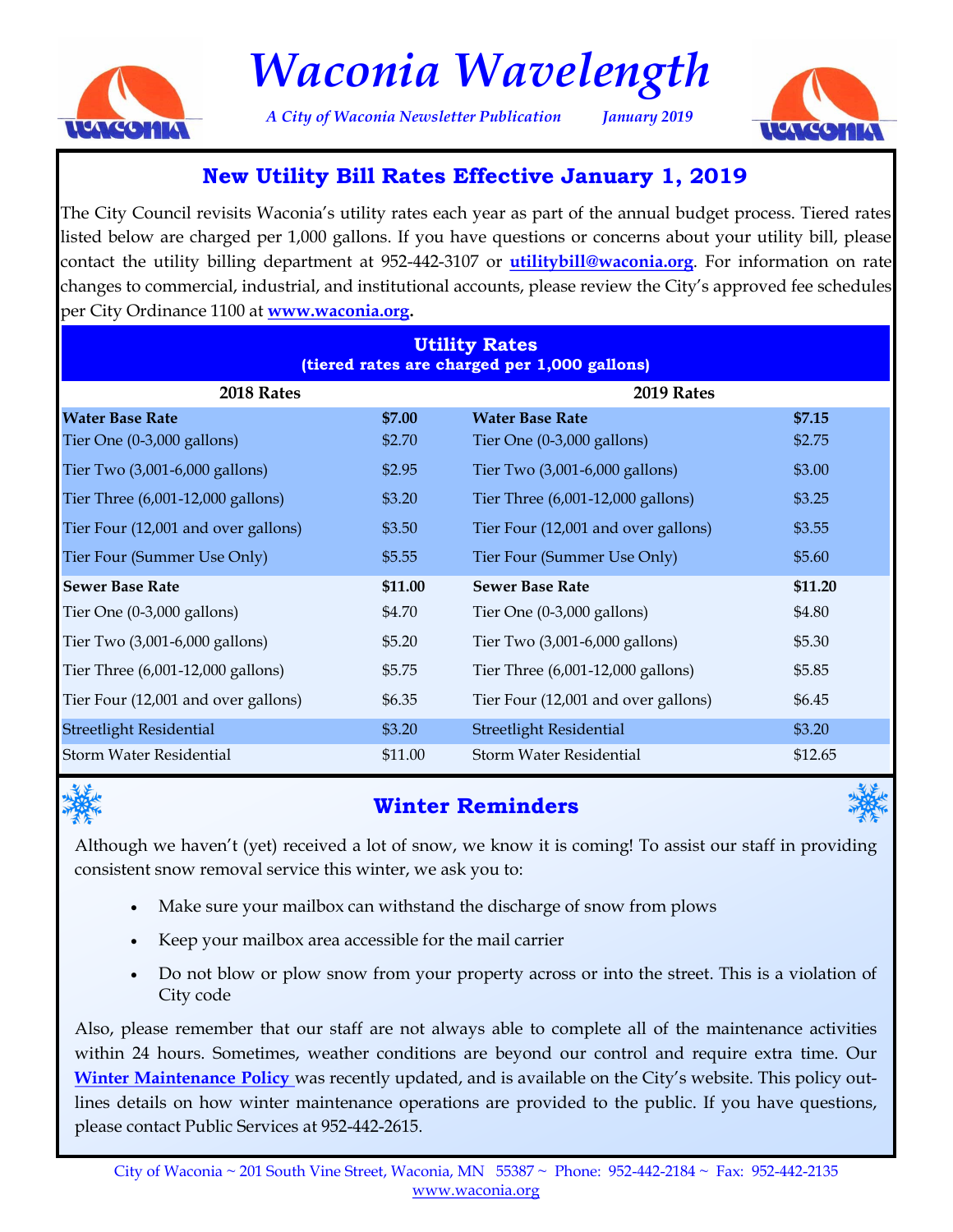# Waconia Wavelength

*A City of Waconia Newsletter Publication* *January 2019*

## New Utility Bill Rates Effective January 1, 2019

The City Council revisits Waconia's utility rates each year as part of the annual budget process. Tiered rates listed below are charged per 1,000 gallons. If you have questions or concerns about your utility bill, please contact the utility billing department at 952-442-3107 or **utilitybill@waconia.org**. For information on rate changes to commercial, industrial, and institutional accounts, please review the City's approved fee schedules per City Ordinance 1100 at **www.waconia.org**.

**Utility Rates**
**(tiered rates are charged per 1,000 gallons)**

| 2018 Rates | | 2019 Rates | |
|---|---|---|---|
| **Water Base Rate** | **$7.00** | **Water Base Rate** | **$7.15** |
| Tier One (0-3,000 gallons) | $2.70 | Tier One (0-3,000 gallons) | $2.75 |
| Tier Two (3,001-6,000 gallons) | $2.95 | Tier Two (3,001-6,000 gallons) | $3.00 |
| Tier Three (6,001-12,000 gallons) | $3.20 | Tier Three (6,001-12,000 gallons) | $3.25 |
| Tier Four (12,001 and over gallons) | $3.50 | Tier Four (12,001 and over gallons) | $3.55 |
| Tier Four (Summer Use Only) | $5.55 | Tier Four (Summer Use Only) | $5.60 |
| **Sewer Base Rate** | **$11.00** | **Sewer Base Rate** | **$11.20** |
| Tier One (0-3,000 gallons) | $4.70 | Tier One (0-3,000 gallons) | $4.80 |
| Tier Two (3,001-6,000 gallons) | $5.20 | Tier Two (3,001-6,000 gallons) | $5.30 |
| Tier Three (6,001-12,000 gallons) | $5.75 | Tier Three (6,001-12,000 gallons) | $5.85 |
| Tier Four (12,001 and over gallons) | $6.35 | Tier Four (12,001 and over gallons) | $6.45 |
| Streetlight Residential | $3.20 | Streetlight Residential | $3.20 |
| Storm Water Residential | $11.00 | Storm Water Residential | $12.65 |

## Winter Reminders

Although we haven't (yet) received a lot of snow, we know it is coming! To assist our staff in providing consistent snow removal service this winter, we ask you to:

- Make sure your mailbox can withstand the discharge of snow from plows
- Keep your mailbox area accessible for the mail carrier
- Do not blow or plow snow from your property across or into the street. This is a violation of City code

Also, please remember that our staff are not always able to complete all of the maintenance activities within 24 hours. Sometimes, weather conditions are beyond our control and require extra time. Our **Winter Maintenance Policy** was recently updated, and is available on the City's website. This policy outlines details on how winter maintenance operations are provided to the public. If you have questions, please contact Public Services at 952-442-2615.

City of Waconia ~ 201 South Vine Street, Waconia, MN 55387 ~ Phone: 952-442-2184 ~ Fax: 952-442-2135
www.waconia.org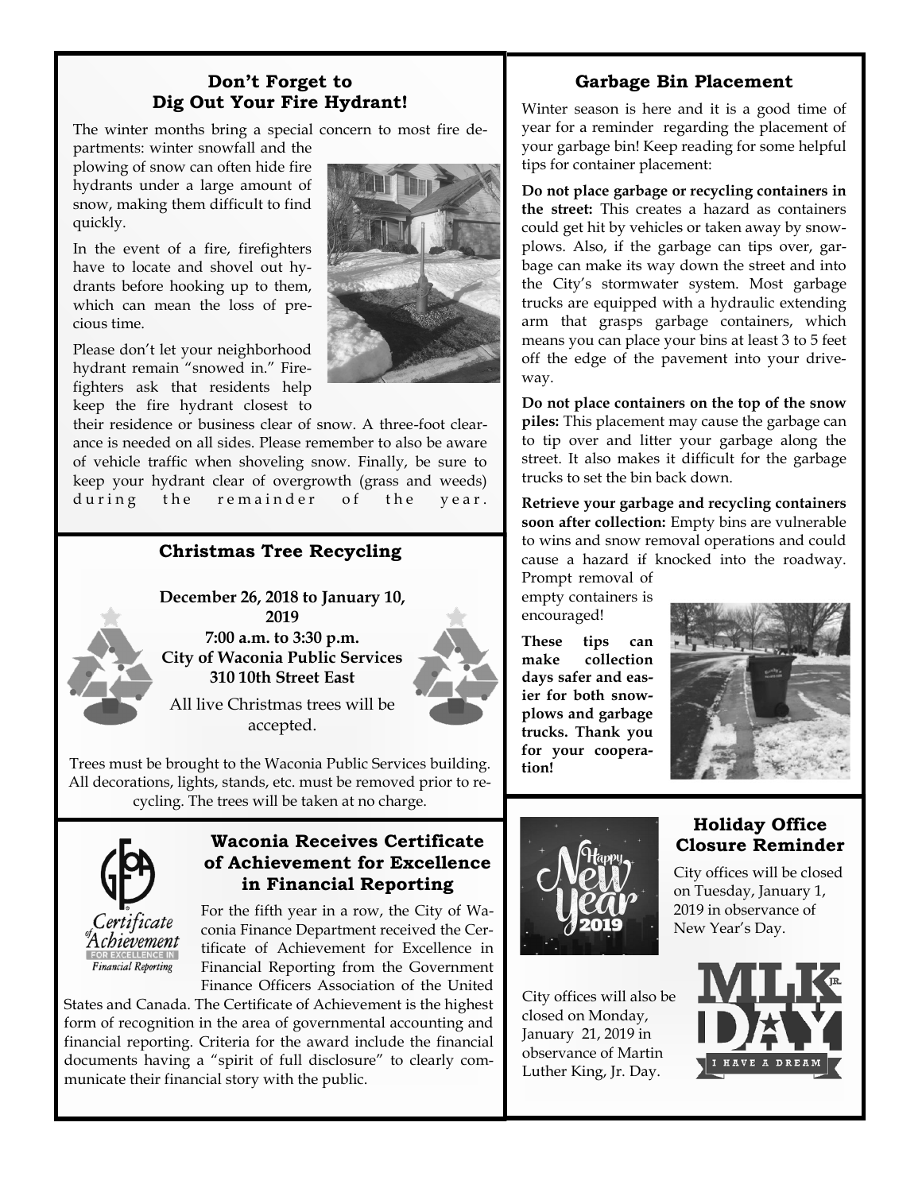## Don't Forget to Dig Out Your Fire Hydrant!

The winter months bring a special concern to most fire departments: winter snowfall and the plowing of snow can often hide fire hydrants under a large amount of snow, making them difficult to find quickly.

In the event of a fire, firefighters have to locate and shovel out hydrants before hooking up to them, which can mean the loss of precious time.

Please don't let your neighborhood hydrant remain "snowed in." Firefighters ask that residents help keep the fire hydrant closest to their residence or business clear of snow. A three-foot clearance is needed on all sides. Please remember to also be aware of vehicle traffic when shoveling snow. Finally, be sure to keep your hydrant clear of overgrowth (grass and weeds) during the remainder of the year.

## Christmas Tree Recycling

**December 26, 2018 to January 10, 2019**
**7:00 a.m. to 3:30 p.m.**
**City of Waconia Public Services**
**310 10th Street East**

All live Christmas trees will be accepted.

Trees must be brought to the Waconia Public Services building. All decorations, lights, stands, etc. must be removed prior to recycling. The trees will be taken at no charge.

## Waconia Receives Certificate of Achievement for Excellence in Financial Reporting

For the fifth year in a row, the City of Waconia Finance Department received the Certificate of Achievement for Excellence in Financial Reporting from the Government Finance Officers Association of the United States and Canada. The Certificate of Achievement is the highest form of recognition in the area of governmental accounting and financial reporting. Criteria for the award include the financial documents having a "spirit of full disclosure" to clearly communicate their financial story with the public.

## Garbage Bin Placement

Winter season is here and it is a good time of year for a reminder regarding the placement of your garbage bin! Keep reading for some helpful tips for container placement:

**Do not place garbage or recycling containers in the street:** This creates a hazard as containers could get hit by vehicles or taken away by snowplows. Also, if the garbage can tips over, garbage can make its way down the street and into the City's stormwater system. Most garbage trucks are equipped with a hydraulic extending arm that grasps garbage containers, which means you can place your bins at least 3 to 5 feet off the edge of the pavement into your driveway.

**Do not place containers on the top of the snow piles:** This placement may cause the garbage can to tip over and litter your garbage along the street. It also makes it difficult for the garbage trucks to set the bin back down.

**Retrieve your garbage and recycling containers soon after collection:** Empty bins are vulnerable to wins and snow removal operations and could cause a hazard if knocked into the roadway. Prompt removal of empty containers is encouraged!

**These tips can make collection days safer and easier for both snowplows and garbage trucks. Thank you for your cooperation!**

## Holiday Office Closure Reminder

City offices will be closed on Tuesday, January 1, 2019 in observance of New Year's Day.

City offices will also be closed on Monday, January 21, 2019 in observance of Martin Luther King, Jr. Day.